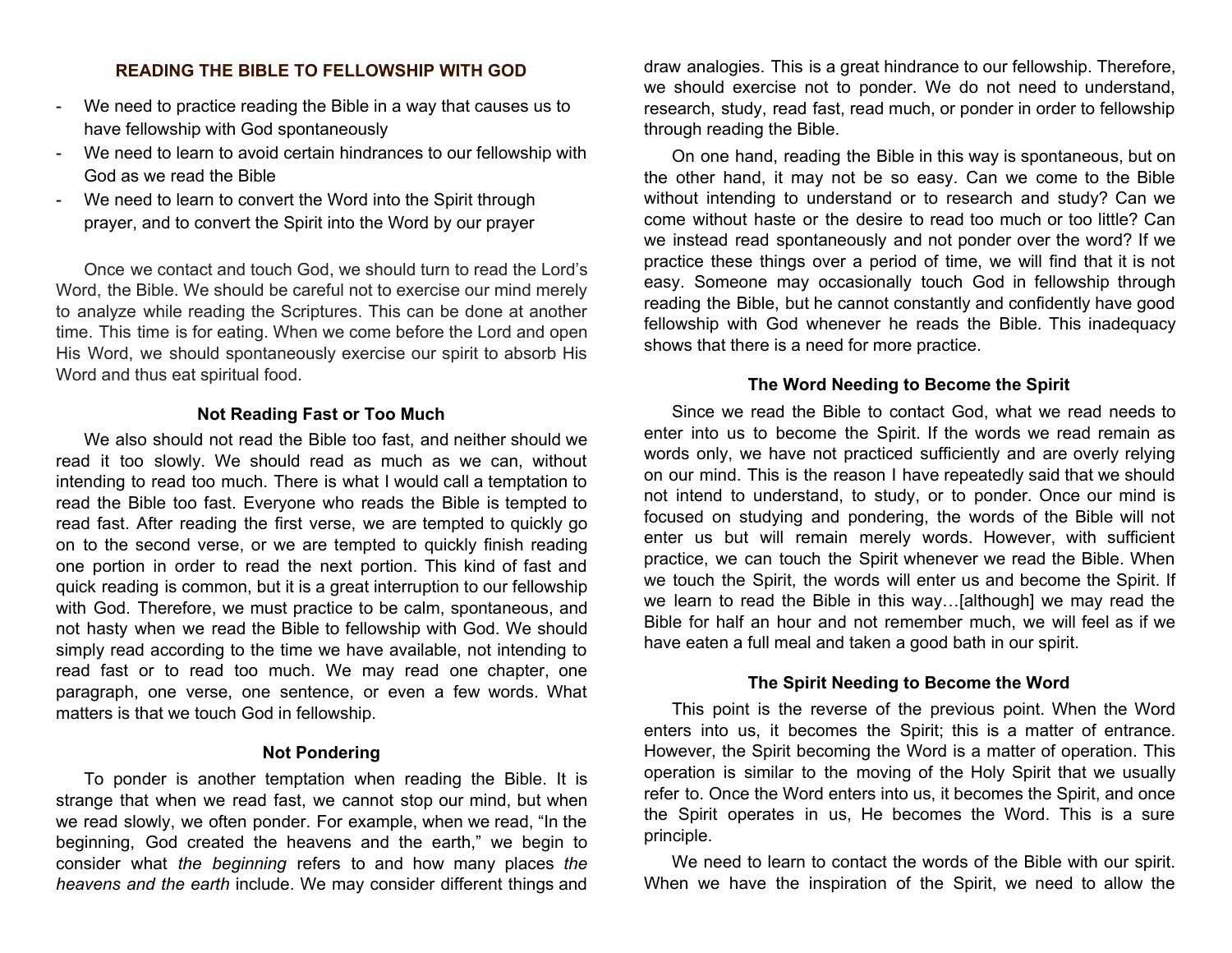## READING THE BIBLE TO FELLOWSHIP WITH GOD

- We need to practice reading the Bible in a way that causes us to have fellowship with God spontaneously
- We need to learn to avoid certain hindrances to our fellowship with God as we read the Bible
- We need to learn to convert the Word into the Spirit through prayer, and to convert the Spirit into the Word by our prayer

Once we contact and touch God, we should turn to read the Lord's Word, the Bible. We should be careful not to exercise our mind merely to analyze while reading the Scriptures. This can be done at another time. This time is for eating. When we come before the Lord and open His Word, we should spontaneously exercise our spirit to absorb His Word and thus eat spiritual food.

### Not Reading Fast or Too Much

We also should not read the Bible too fast, and neither should we read it too slowly. We should read as much as we can, without intending to read too much. There is what I would call a temptation to read the Bible too fast. Everyone who reads the Bible is tempted to read fast. After reading the first verse, we are tempted to quickly go on to the second verse, or we are tempted to quickly finish reading one portion in order to read the next portion. This kind of fast and quick reading is common, but it is a great interruption to our fellowship with God. Therefore, we must practice to be calm, spontaneous, and not hasty when we read the Bible to fellowship with God. We should simply read according to the time we have available, not intending to read fast or to read too much. We may read one chapter, one paragraph, one verse, one sentence, or even a few words. What matters is that we touch God in fellowship.

### Not Pondering

To ponder is another temptation when reading the Bible. It is strange that when we read fast, we cannot stop our mind, but when we read slowly, we often ponder. For example, when we read, "In the beginning, God created the heavens and the earth," we begin to consider what *the beginning* refers to and how many places *the heavens and the earth* include. We may consider different things and draw analogies. This is a great hindrance to our fellowship. Therefore, we should exercise not to ponder. We do not need to understand, research, study, read fast, read much, or ponder in order to fellowship through reading the Bible.

On one hand, reading the Bible in this way is spontaneous, but on the other hand, it may not be so easy. Can we come to the Bible without intending to understand or to research and study? Can we come without haste or the desire to read too much or too little? Can we instead read spontaneously and not ponder over the word? If we practice these things over a period of time, we will find that it is not easy. Someone may occasionally touch God in fellowship through reading the Bible, but he cannot constantly and confidently have good fellowship with God whenever he reads the Bible. This inadequacy shows that there is a need for more practice.

### The Word Needing to Become the Spirit

Since we read the Bible to contact God, what we read needs to enter into us to become the Spirit. If the words we read remain as words only, we have not practiced sufficiently and are overly relying on our mind. This is the reason I have repeatedly said that we should not intend to understand, to study, or to ponder. Once our mind is focused on studying and pondering, the words of the Bible will not enter us but will remain merely words. However, with sufficient practice, we can touch the Spirit whenever we read the Bible. When we touch the Spirit, the words will enter us and become the Spirit. If we learn to read the Bible in this way…[although] we may read the Bible for half an hour and not remember much, we will feel as if we have eaten a full meal and taken a good bath in our spirit.

### The Spirit Needing to Become the Word

This point is the reverse of the previous point. When the Word enters into us, it becomes the Spirit; this is a matter of entrance. However, the Spirit becoming the Word is a matter of operation. This operation is similar to the moving of the Holy Spirit that we usually refer to. Once the Word enters into us, it becomes the Spirit, and once the Spirit operates in us, He becomes the Word. This is a sure principle.

We need to learn to contact the words of the Bible with our spirit. When we have the inspiration of the Spirit, we need to allow the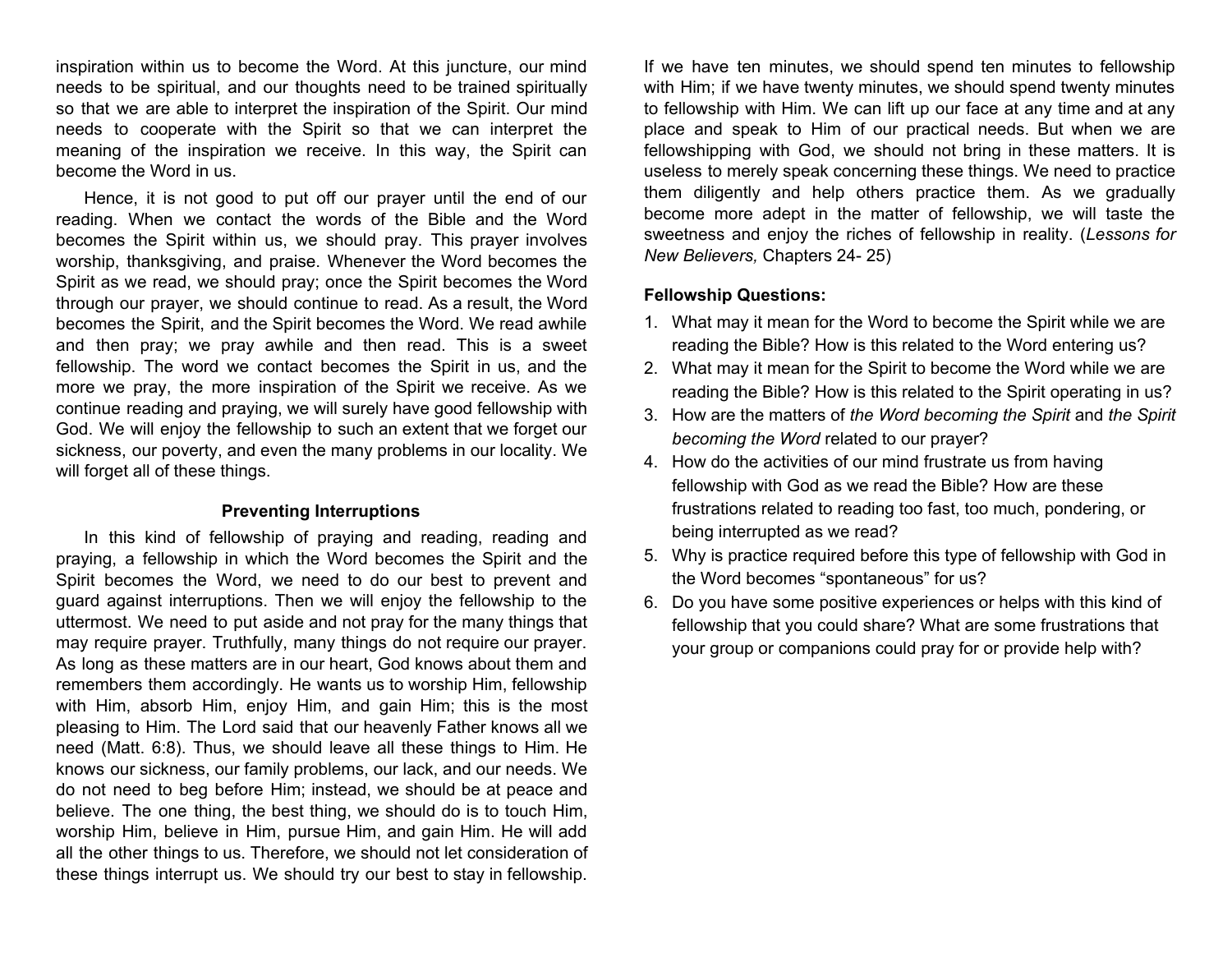inspiration within us to become the Word. At this juncture, our mind needs to be spiritual, and our thoughts need to be trained spiritually so that we are able to interpret the inspiration of the Spirit. Our mind needs to cooperate with the Spirit so that we can interpret the meaning of the inspiration we receive. In this way, the Spirit can become the Word in us.

Hence, it is not good to put off our prayer until the end of our reading. When we contact the words of the Bible and the Word becomes the Spirit within us, we should pray. This prayer involves worship, thanksgiving, and praise. Whenever the Word becomes the Spirit as we read, we should pray; once the Spirit becomes the Word through our prayer, we should continue to read. As a result, the Word becomes the Spirit, and the Spirit becomes the Word. We read awhile and then pray; we pray awhile and then read. This is a sweet fellowship. The word we contact becomes the Spirit in us, and the more we pray, the more inspiration of the Spirit we receive. As we continue reading and praying, we will surely have good fellowship with God. We will enjoy the fellowship to such an extent that we forget our sickness, our poverty, and even the many problems in our locality. We will forget all of these things.

### Preventing Interruptions

In this kind of fellowship of praying and reading, reading and praying, a fellowship in which the Word becomes the Spirit and the Spirit becomes the Word, we need to do our best to prevent and guard against interruptions. Then we will enjoy the fellowship to the uttermost. We need to put aside and not pray for the many things that may require prayer. Truthfully, many things do not require our prayer. As long as these matters are in our heart, God knows about them and remembers them accordingly. He wants us to worship Him, fellowship with Him, absorb Him, enjoy Him, and gain Him; this is the most pleasing to Him. The Lord said that our heavenly Father knows all we need (Matt. 6:8). Thus, we should leave all these things to Him. He knows our sickness, our family problems, our lack, and our needs. We do not need to beg before Him; instead, we should be at peace and believe. The one thing, the best thing, we should do is to touch Him, worship Him, believe in Him, pursue Him, and gain Him. He will add all the other things to us. Therefore, we should not let consideration of these things interrupt us. We should try our best to stay in fellowship. If we have ten minutes, we should spend ten minutes to fellowship with Him; if we have twenty minutes, we should spend twenty minutes to fellowship with Him. We can lift up our face at any time and at any place and speak to Him of our practical needs. But when we are fellowshipping with God, we should not bring in these matters. It is useless to merely speak concerning these things. We need to practice them diligently and help others practice them. As we gradually become more adept in the matter of fellowship, we will taste the sweetness and enjoy the riches of fellowship in reality. (*Lessons for New Believers,* Chapters 24- 25)

**Fellowship Questions:**

1. What may it mean for the Word to become the Spirit while we are reading the Bible? How is this related to the Word entering us?
2. What may it mean for the Spirit to become the Word while we are reading the Bible? How is this related to the Spirit operating in us?
3. How are the matters of *the Word becoming the Spirit* and *the Spirit becoming the Word* related to our prayer?
4. How do the activities of our mind frustrate us from having fellowship with God as we read the Bible? How are these frustrations related to reading too fast, too much, pondering, or being interrupted as we read?
5. Why is practice required before this type of fellowship with God in the Word becomes “spontaneous” for us?
6. Do you have some positive experiences or helps with this kind of fellowship that you could share? What are some frustrations that your group or companions could pray for or provide help with?